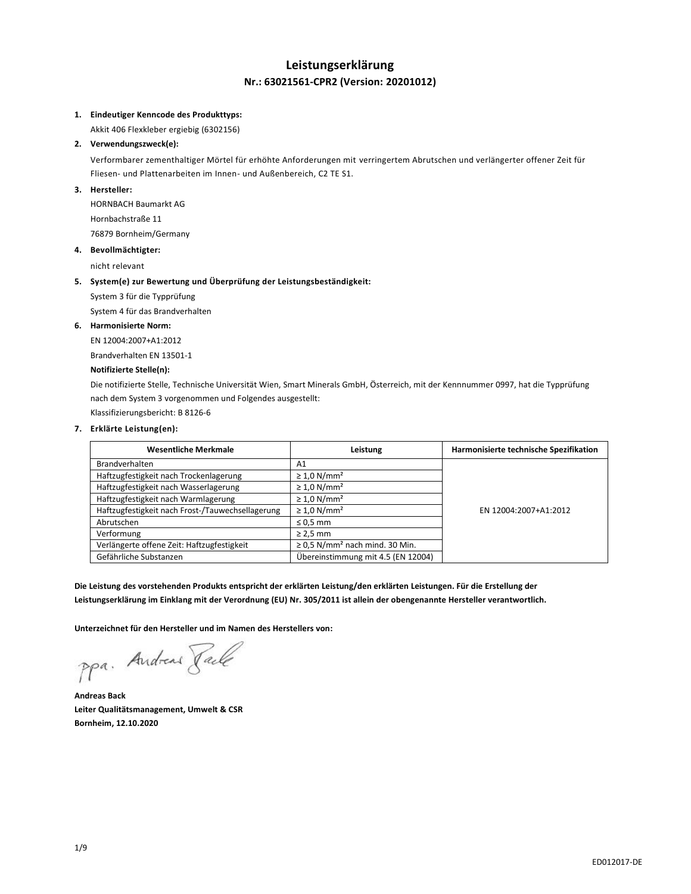# Leistungserklärung

## Nr.: 63021561-CPR2 (Version: 20201012)

1. **Eindeutiger Kenncode des Produkttyps:**

   Akkit 406 Flexkleber ergiebig (6302156)

2. **Verwendungszweck(e):**

   Verformbarer zementhaltiger Mörtel für erhöhte Anforderungen mit verringertem Abrutschen und verlängerter offener Zeit für Fliesen- und Plattenarbeiten im Innen- und Außenbereich, C2 TE S1.

3. **Hersteller:**

   HORNBACH Baumarkt AG

   Hornbachstraße 11

   76879 Bornheim/Germany

4. **Bevollmächtigter:**

   nicht relevant

5. **System(e) zur Bewertung und Überprüfung der Leistungsbeständigkeit:**

   System 3 für die Typprüfung

   System 4 für das Brandverhalten

6. **Harmonisierte Norm:**

   EN 12004:2007+A1:2012

   Brandverhalten EN 13501-1

   **Notifizierte Stelle(n):**

   Die notifizierte Stelle, Technische Universität Wien, Smart Minerals GmbH, Österreich, mit der Kennnummer 0997, hat die Typprüfung nach dem System 3 vorgenommen und Folgendes ausgestellt:

   Klassifizierungsbericht: B 8126-6

7. **Erklärte Leistung(en):**

| Wesentliche Merkmale | Leistung | Harmonisierte technische Spezifikation |
|---|---|---|
| Brandverhalten | A1 | EN 12004:2007+A1:2012 |
| Haftzugfestigkeit nach Trockenlagerung | ≥ 1,0 N/mm² | |
| Haftzugfestigkeit nach Wasserlagerung | ≥ 1,0 N/mm² | |
| Haftzugfestigkeit nach Warmlagerung | ≥ 1,0 N/mm² | |
| Haftzugfestigkeit nach Frost-/Tauwechsellagerung | ≥ 1,0 N/mm² | |
| Abrutschen | ≤ 0,5 mm | |
| Verformung | ≥ 2,5 mm | |
| Verlängerte offene Zeit: Haftzugfestigkeit | ≥ 0,5 N/mm² nach mind. 30 Min. | |
| Gefährliche Substanzen | Übereinstimmung mit 4.5 (EN 12004) | |

**Die Leistung des vorstehenden Produkts entspricht der erklärten Leistung/den erklärten Leistungen. Für die Erstellung der Leistungserklärung im Einklang mit der Verordnung (EU) Nr. 305/2011 ist allein der obengenannte Hersteller verantwortlich.**

**Unterzeichnet für den Hersteller und im Namen des Herstellers von:**

ppa. Andreas Back

**Andreas Back**

**Leiter Qualitätsmanagement, Umwelt & CSR**

**Bornheim, 12.10.2020**

ED012017-DE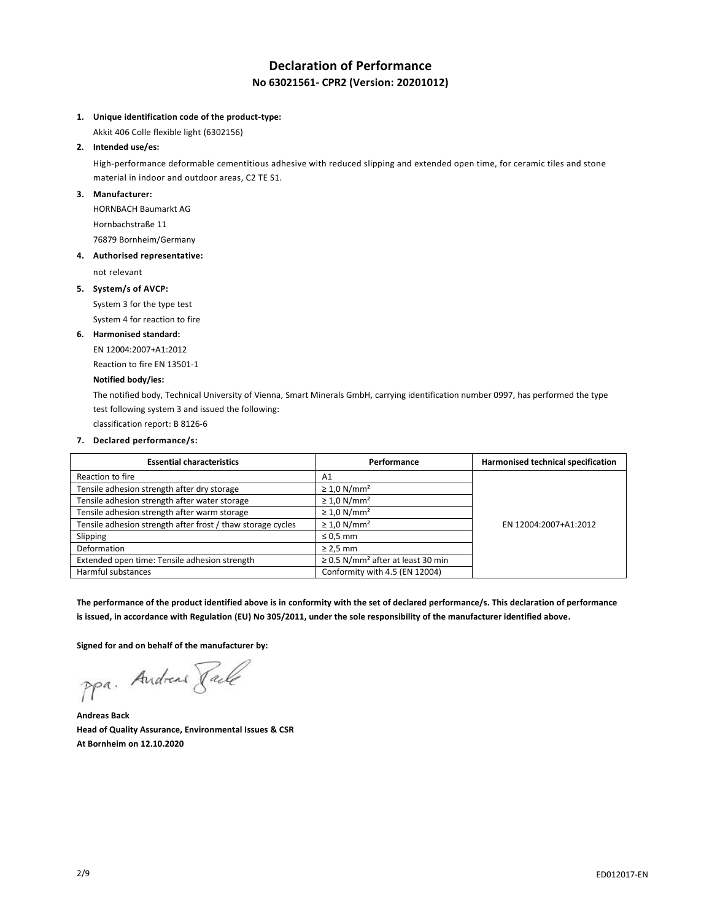# Declaration of Performance

## No 63021561- CPR2 (Version: 20201012)

1. **Unique identification code of the product-type:**

   Akkit 406 Colle flexible light (6302156)

2. **Intended use/es:**

   High-performance deformable cementitious adhesive with reduced slipping and extended open time, for ceramic tiles and stone material in indoor and outdoor areas, C2 TE S1.

3. **Manufacturer:**

   HORNBACH Baumarkt AG
   Hornbachstraße 11
   76879 Bornheim/Germany

4. **Authorised representative:**

   not relevant

5. **System/s of AVCP:**

   System 3 for the type test
   System 4 for reaction to fire

6. **Harmonised standard:**

   EN 12004:2007+A1:2012
   Reaction to fire EN 13501-1

   **Notified body/ies:**

   The notified body, Technical University of Vienna, Smart Minerals GmbH, carrying identification number 0997, has performed the type test following system 3 and issued the following:
   classification report: B 8126-6

7. **Declared performance/s:**

| Essential characteristics | Performance | Harmonised technical specification |
|---|---|---|
| Reaction to fire | A1 | EN 12004:2007+A1:2012 |
| Tensile adhesion strength after dry storage | ≥ 1,0 N/mm² | |
| Tensile adhesion strength after water storage | ≥ 1,0 N/mm² | |
| Tensile adhesion strength after warm storage | ≥ 1,0 N/mm² | |
| Tensile adhesion strength after frost / thaw storage cycles | ≥ 1,0 N/mm² | |
| Slipping | ≤ 0,5 mm | |
| Deformation | ≥ 2,5 mm | |
| Extended open time: Tensile adhesion strength | ≥ 0.5 N/mm² after at least 30 min | |
| Harmful substances | Conformity with 4.5 (EN 12004) | |

**The performance of the product identified above is in conformity with the set of declared performance/s. This declaration of performance is issued, in accordance with Regulation (EU) No 305/2011, under the sole responsibility of the manufacturer identified above.**

**Signed for and on behalf of the manufacturer by:**

ppa. Andreas Back

**Andreas Back**
**Head of Quality Assurance, Environmental Issues & CSR**
**At Bornheim on 12.10.2020**

ED012017-EN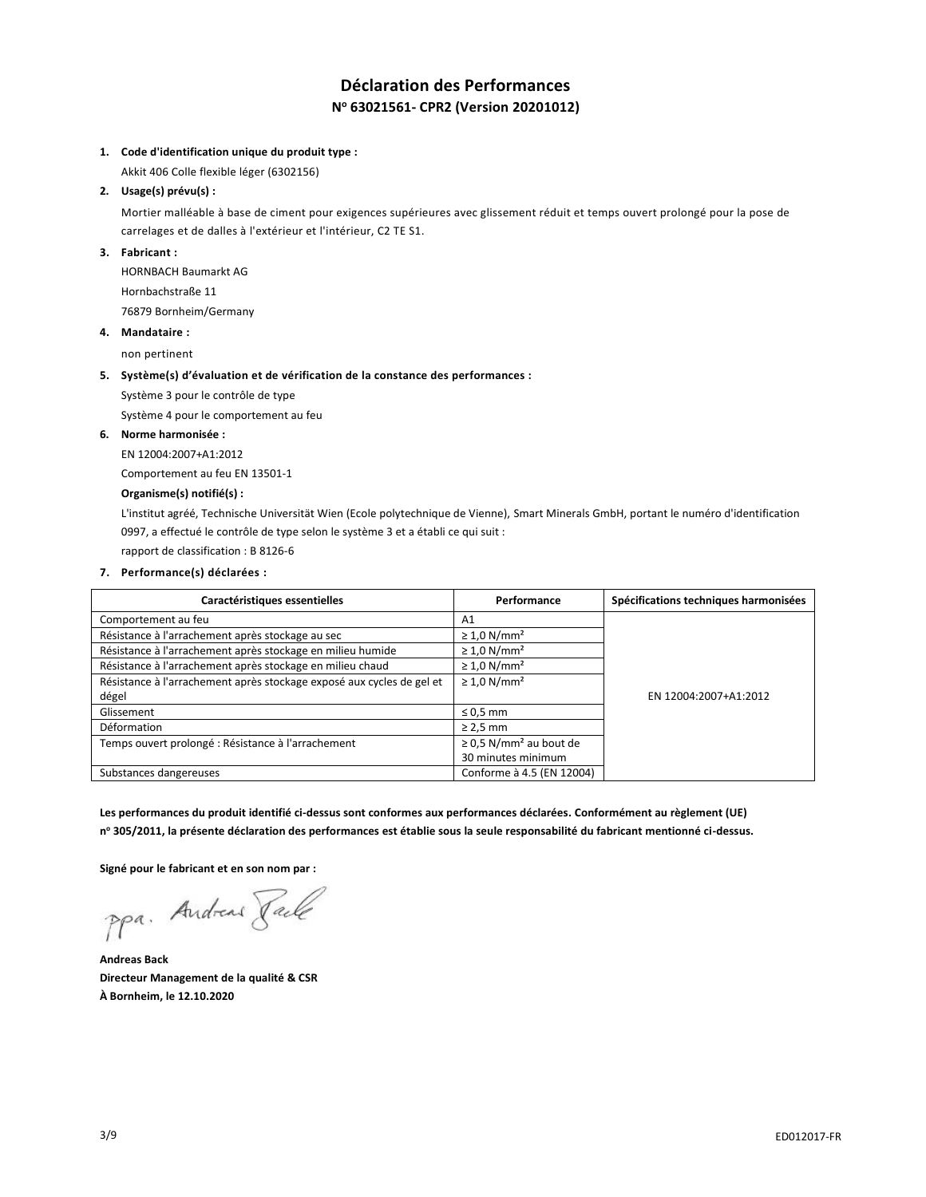# Déclaration des Performances

## N° 63021561- CPR2 (Version 20201012)

1. **Code d'identification unique du produit type :**

   Akkit 406 Colle flexible léger (6302156)

2. **Usage(s) prévu(s) :**

   Mortier malléable à base de ciment pour exigences supérieures avec glissement réduit et temps ouvert prolongé pour la pose de carrelages et de dalles à l'extérieur et l'intérieur, C2 TE S1.

3. **Fabricant :**

   HORNBACH Baumarkt AG

   Hornbachstraße 11

   76879 Bornheim/Germany

4. **Mandataire :**

   non pertinent

5. **Système(s) d'évaluation et de vérification de la constance des performances :**

   Système 3 pour le contrôle de type

   Système 4 pour le comportement au feu

6. **Norme harmonisée :**

   EN 12004:2007+A1:2012

   Comportement au feu EN 13501-1

   **Organisme(s) notifié(s) :**

   L'institut agréé, Technische Universität Wien (Ecole polytechnique de Vienne), Smart Minerals GmbH, portant le numéro d'identification 0997, a effectué le contrôle de type selon le système 3 et a établi ce qui suit :

   rapport de classification : B 8126-6

7. **Performance(s) déclarées :**

| Caractéristiques essentielles | Performance | Spécifications techniques harmonisées |
|---|---|---|
| Comportement au feu | A1 | EN 12004:2007+A1:2012 |
| Résistance à l'arrachement après stockage au sec | ≥ 1,0 N/mm² | |
| Résistance à l'arrachement après stockage en milieu humide | ≥ 1,0 N/mm² | |
| Résistance à l'arrachement après stockage en milieu chaud | ≥ 1,0 N/mm² | |
| Résistance à l'arrachement après stockage exposé aux cycles de gel et dégel | ≥ 1,0 N/mm² | |
| Glissement | ≤ 0,5 mm | |
| Déformation | ≥ 2,5 mm | |
| Temps ouvert prolongé : Résistance à l'arrachement | ≥ 0,5 N/mm² au bout de 30 minutes minimum | |
| Substances dangereuses | Conforme à 4.5 (EN 12004) | |

**Les performances du produit identifié ci-dessus sont conformes aux performances déclarées. Conformément au règlement (UE) n° 305/2011, la présente déclaration des performances est établie sous la seule responsabilité du fabricant mentionné ci-dessus.**

**Signé pour le fabricant et en son nom par :**

ppa. Andreas Back

**Andreas Back**
**Directeur Management de la qualité & CSR**
**À Bornheim, le 12.10.2020**

ED012017-FR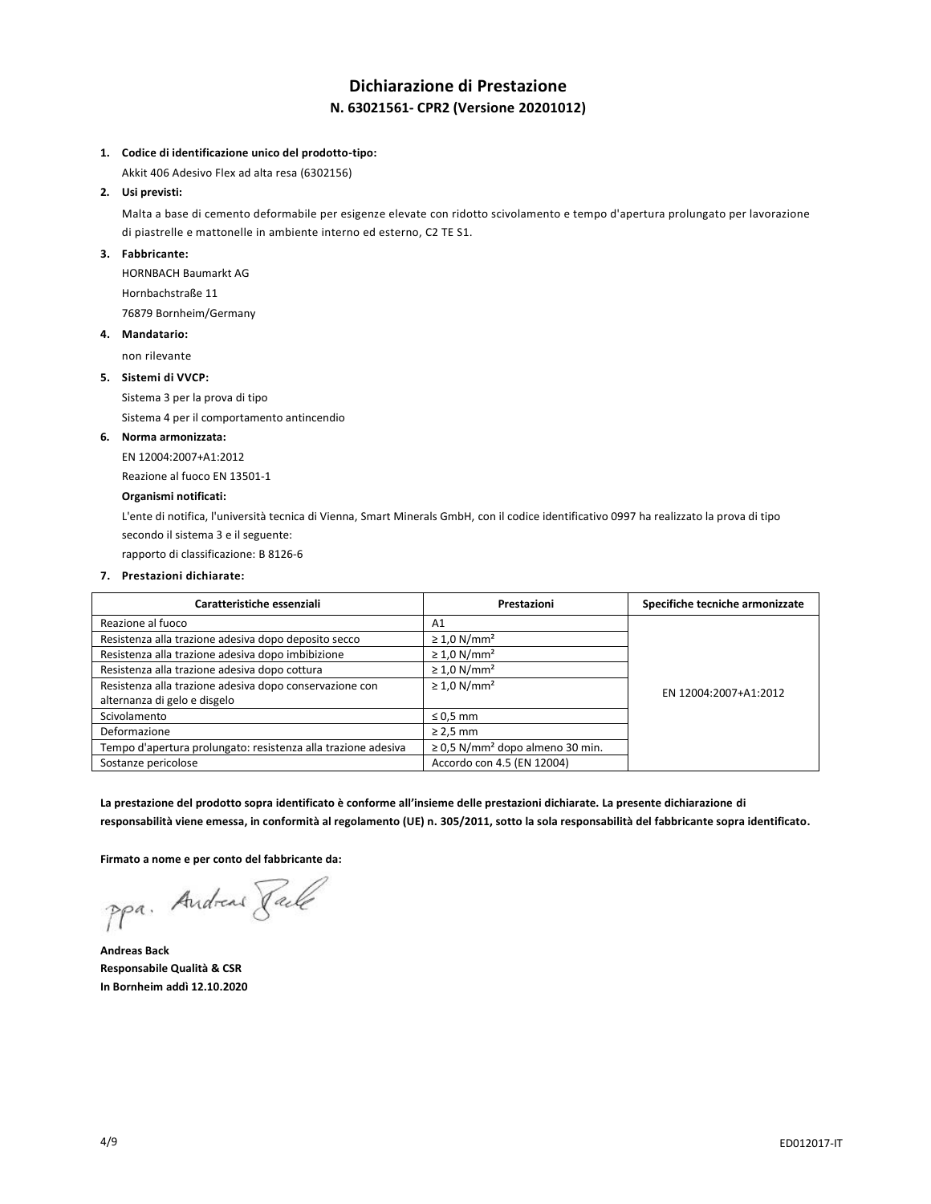# Dichiarazione di Prestazione

## N. 63021561- CPR2 (Versione 20201012)

1. **Codice di identificazione unico del prodotto-tipo:**

   Akkit 406 Adesivo Flex ad alta resa (6302156)

2. **Usi previsti:**

   Malta a base di cemento deformabile per esigenze elevate con ridotto scivolamento e tempo d'apertura prolungato per lavorazione di piastrelle e mattonelle in ambiente interno ed esterno, C2 TE S1.

3. **Fabbricante:**

   HORNBACH Baumarkt AG
   Hornbachstraße 11
   76879 Bornheim/Germany

4. **Mandatario:**

   non rilevante

5. **Sistemi di VVCP:**

   Sistema 3 per la prova di tipo
   Sistema 4 per il comportamento antincendio

6. **Norma armonizzata:**

   EN 12004:2007+A1:2012
   Reazione al fuoco EN 13501-1

   **Organismi notificati:**

   L'ente di notifica, l'università tecnica di Vienna, Smart Minerals GmbH, con il codice identificativo 0997 ha realizzato la prova di tipo secondo il sistema 3 e il seguente:
   rapporto di classificazione: B 8126-6

7. **Prestazioni dichiarate:**

| Caratteristiche essenziali | Prestazioni | Specifiche tecniche armonizzate |
| --- | --- | --- |
| Reazione al fuoco | A1 | EN 12004:2007+A1:2012 |
| Resistenza alla trazione adesiva dopo deposito secco | ≥ 1,0 N/mm² | |
| Resistenza alla trazione adesiva dopo imbibizione | ≥ 1,0 N/mm² | |
| Resistenza alla trazione adesiva dopo cottura | ≥ 1,0 N/mm² | |
| Resistenza alla trazione adesiva dopo conservazione con alternanza di gelo e disgelo | ≥ 1,0 N/mm² | |
| Scivolamento | ≤ 0,5 mm | |
| Deformazione | ≥ 2,5 mm | |
| Tempo d'apertura prolungato: resistenza alla trazione adesiva | ≥ 0,5 N/mm² dopo almeno 30 min. | |
| Sostanze pericolose | Accordo con 4.5 (EN 12004) | |

**La prestazione del prodotto sopra identificato è conforme all'insieme delle prestazioni dichiarate. La presente dichiarazione di responsabilità viene emessa, in conformità al regolamento (UE) n. 305/2011, sotto la sola responsabilità del fabbricante sopra identificato.**

**Firmato a nome e per conto del fabbricante da:**

ppa. Andreas Back

**Andreas Back**
**Responsabile Qualità & CSR**
**In Bornheim addì 12.10.2020**

ED012017-IT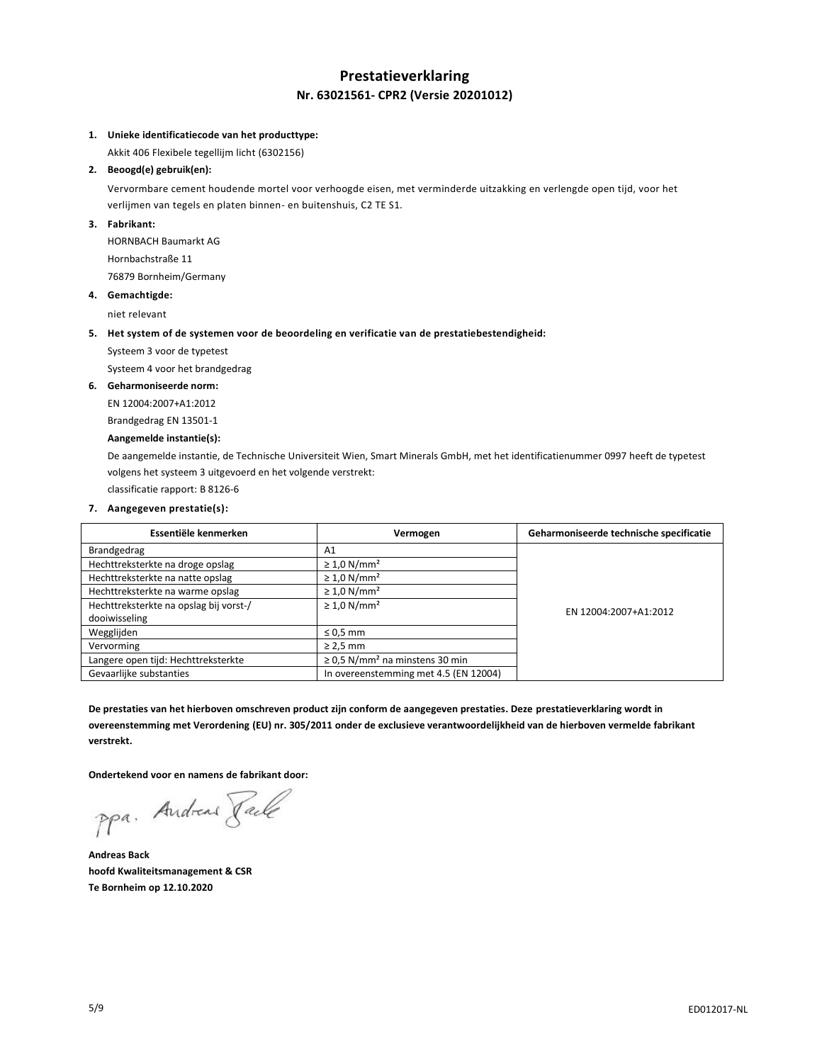# Prestatieverklaring

## Nr. 63021561- CPR2 (Versie 20201012)

1. **Unieke identificatiecode van het producttype:**

   Akkit 406 Flexibele tegellijm licht (6302156)

2. **Beoogd(e) gebruik(en):**

   Vervormbare cement houdende mortel voor verhoogde eisen, met verminderde uitzakking en verlengde open tijd, voor het verlijmen van tegels en platen binnen- en buitenshuis, C2 TE S1.

3. **Fabrikant:**

   HORNBACH Baumarkt AG
   Hornbachstraße 11
   76879 Bornheim/Germany

4. **Gemachtigde:**

   niet relevant

5. **Het system of de systemen voor de beoordeling en verificatie van de prestatiebestendigheid:**

   Systeem 3 voor de typetest
   Systeem 4 voor het brandgedrag

6. **Geharmoniseerde norm:**

   EN 12004:2007+A1:2012
   Brandgedrag EN 13501-1

   **Aangemelde instantie(s):**

   De aangemelde instantie, de Technische Universiteit Wien, Smart Minerals GmbH, met het identificatienummer 0997 heeft de typetest volgens het systeem 3 uitgevoerd en het volgende verstrekt:
   classificatie rapport: B 8126-6

7. **Aangegeven prestatie(s):**

| Essentiële kenmerken | Vermogen | Geharmoniseerde technische specificatie |
| --- | --- | --- |
| Brandgedrag | A1 | EN 12004:2007+A1:2012 |
| Hechttreksterkte na droge opslag | ≥ 1,0 N/mm² | |
| Hechttreksterkte na natte opslag | ≥ 1,0 N/mm² | |
| Hechttreksterkte na warme opslag | ≥ 1,0 N/mm² | |
| Hechttreksterkte na opslag bij vorst-/ dooiwisseling | ≥ 1,0 N/mm² | |
| Wegglijden | ≤ 0,5 mm | |
| Vervorming | ≥ 2,5 mm | |
| Langere open tijd: Hechttreksterkte | ≥ 0,5 N/mm² na minstens 30 min | |
| Gevaarlijke substanties | In overeenstemming met 4.5 (EN 12004) | |

**De prestaties van het hierboven omschreven product zijn conform de aangegeven prestaties. Deze prestatieverklaring wordt in overeenstemming met Verordening (EU) nr. 305/2011 onder de exclusieve verantwoordelijkheid van de hierboven vermelde fabrikant verstrekt.**

**Ondertekend voor en namens de fabrikant door:**

ppa. Andreas Back

**Andreas Back**
**hoofd Kwaliteitsmanagement & CSR**
**Te Bornheim op 12.10.2020**

ED012017-NL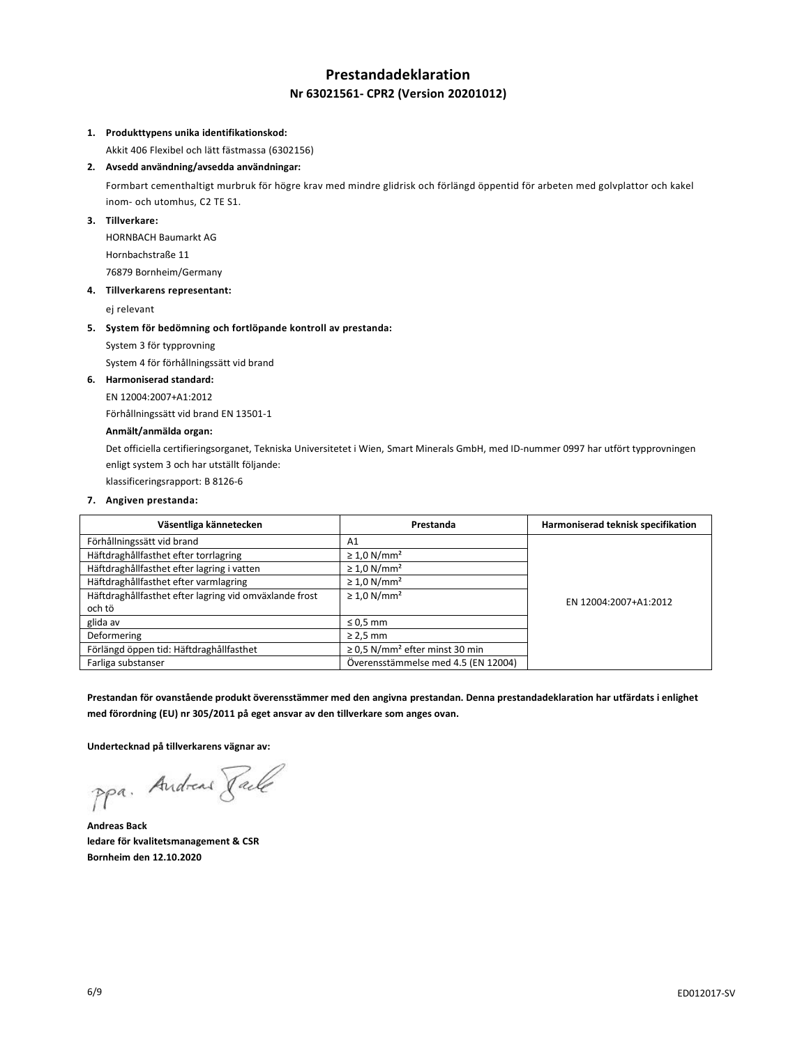# Prestandadeklaration

## Nr 63021561- CPR2 (Version 20201012)

1. **Produkttypens unika identifikationskod:**

   Akkit 406 Flexibel och lätt fästmassa (6302156)

2. **Avsedd användning/avsedda användningar:**

   Formbart cementhaltigt murbruk för högre krav med mindre glidrisk och förlängd öppentid för arbeten med golvplattor och kakel inom- och utomhus, C2 TE S1.

3. **Tillverkare:**

   HORNBACH Baumarkt AG

   Hornbachstraße 11

   76879 Bornheim/Germany

4. **Tillverkarens representant:**

   ej relevant

5. **System för bedömning och fortlöpande kontroll av prestanda:**

   System 3 för typprovning

   System 4 för förhållningssätt vid brand

6. **Harmoniserad standard:**

   EN 12004:2007+A1:2012

   Förhållningssätt vid brand EN 13501-1

   **Anmält/anmälda organ:**

   Det officiella certifieringsorganet, Tekniska Universitetet i Wien, Smart Minerals GmbH, med ID-nummer 0997 har utfört typprovningen enligt system 3 och har utställt följande:

   klassificeringsrapport: B 8126-6

7. **Angiven prestanda:**

| Väsentliga kännetecken | Prestanda | Harmoniserad teknisk specifikation |
|---|---|---|
| Förhållningssätt vid brand | A1 | EN 12004:2007+A1:2012 |
| Häftdraghållfasthet efter torrlagring | ≥ 1,0 N/mm² | |
| Häftdraghållfasthet efter lagring i vatten | ≥ 1,0 N/mm² | |
| Häftdraghållfasthet efter varmlagring | ≥ 1,0 N/mm² | |
| Häftdraghållfasthet efter lagring vid omväxlande frost och tö | ≥ 1,0 N/mm² | |
| glida av | ≤ 0,5 mm | |
| Deformering | ≥ 2,5 mm | |
| Förlängd öppen tid: Häftdraghållfasthet | ≥ 0,5 N/mm² efter minst 30 min | |
| Farliga substanser | Överensstämmelse med 4.5 (EN 12004) | |

**Prestandan för ovanstående produkt överensstämmer med den angivna prestandan. Denna prestandadeklaration har utfärdats i enlighet med förordning (EU) nr 305/2011 på eget ansvar av den tillverkare som anges ovan.**

**Undertecknad på tillverkarens vägnar av:**

ppa. Andreas Back

**Andreas Back**
**ledare för kvalitetsmanagement & CSR**
**Bornheim den 12.10.2020**

ED012017-SV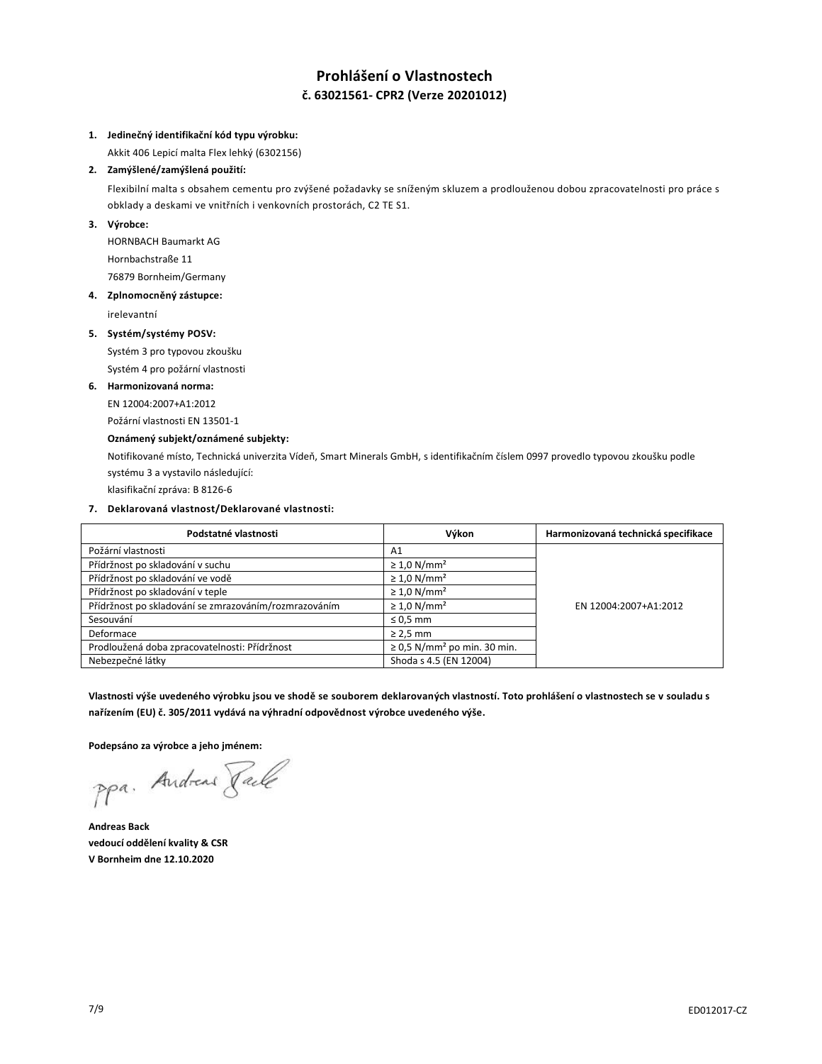# Prohlášení o Vlastnostech

## č. 63021561- CPR2 (Verze 20201012)

1. **Jedinečný identifikační kód typu výrobku:**

   Akkit 406 Lepicí malta Flex lehký (6302156)

2. **Zamýšlené/zamýšlená použití:**

   Flexibilní malta s obsahem cementu pro zvýšené požadavky se sníženým skluzem a prodlouženou dobou zpracovatelnosti pro práce s obklady a deskami ve vnitřních i venkovních prostorách, C2 TE S1.

3. **Výrobce:**

   HORNBACH Baumarkt AG
   
   Hornbachstraße 11
   
   76879 Bornheim/Germany

4. **Zplnomocněný zástupce:**

   irelevantní

5. **Systém/systémy POSV:**

   Systém 3 pro typovou zkoušku
   
   Systém 4 pro požární vlastnosti

6. **Harmonizovaná norma:**

   EN 12004:2007+A1:2012
   
   Požární vlastnosti EN 13501-1

   **Oznámený subjekt/oznámené subjekty:**

   Notifikované místo, Technická univerzita Vídeň, Smart Minerals GmbH, s identifikačním číslem 0997 provedlo typovou zkoušku podle systému 3 a vystavilo následující:
   
   klasifikační zpráva: B 8126-6

7. **Deklarovaná vlastnost/Deklarované vlastnosti:**

| Podstatné vlastnosti | Výkon | Harmonizovaná technická specifikace |
|---|---|---|
| Požární vlastnosti | A1 | EN 12004:2007+A1:2012 |
| Přídržnost po skladování v suchu | ≥ 1,0 N/mm² | |
| Přídržnost po skladování ve vodě | ≥ 1,0 N/mm² | |
| Přídržnost po skladování v teple | ≥ 1,0 N/mm² | |
| Přídržnost po skladování se zmrazováním/rozmrazováním | ≥ 1,0 N/mm² | |
| Sesouvání | ≤ 0,5 mm | |
| Deformace | ≥ 2,5 mm | |
| Prodloužená doba zpracovatelnosti: Přídržnost | ≥ 0,5 N/mm² po min. 30 min. | |
| Nebezpečné látky | Shoda s 4.5 (EN 12004) | |

**Vlastnosti výše uvedeného výrobku jsou ve shodě se souborem deklarovaných vlastností. Toto prohlášení o vlastnostech se v souladu s nařízením (EU) č. 305/2011 vydává na výhradní odpovědnost výrobce uvedeného výše.**

**Podepsáno za výrobce a jeho jménem:**

ppa. Andreas Back

**Andreas Back**  
**vedoucí oddělení kvality & CSR**  
**V Bornheim dne 12.10.2020**

ED012017-CZ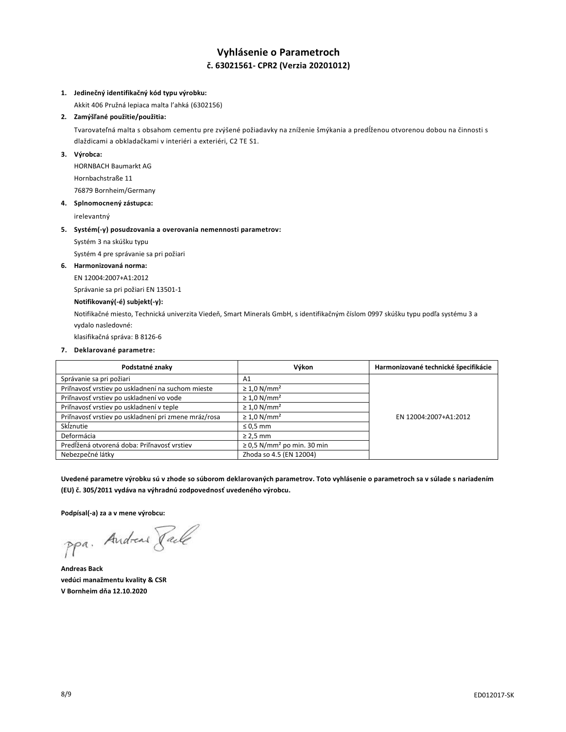# Vyhlásenie o Parametroch

## č. 63021561- CPR2 (Verzia 20201012)

1. **Jedinečný identifikačný kód typu výrobku:**

   Akkit 406 Pružná lepiaca malta ľahká (6302156)

2. **Zamýšľané použitie/použitia:**

   Tvarovateľná malta s obsahom cementu pre zvýšené požiadavky na zníženie šmýkania a predĺženou otvorenou dobou na činnosti s dlaždicami a obkladačkami v interiéri a exteriéri, C2 TE S1.

3. **Výrobca:**

   HORNBACH Baumarkt AG

   Hornbachstraße 11

   76879 Bornheim/Germany

4. **Splnomocnený zástupca:**

   irelevantný

5. **Systém(-y) posudzovania a overovania nemennosti parametrov:**

   Systém 3 na skúšku typu

   Systém 4 pre správanie sa pri požiari

6. **Harmonizovaná norma:**

   EN 12004:2007+A1:2012

   Správanie sa pri požiari EN 13501-1

   **Notifikovaný(-é) subjekt(-y):**

   Notifikačné miesto, Technická univerzita Viedeň, Smart Minerals GmbH, s identifikačným číslom 0997 skúšku typu podľa systému 3 a vydalo nasledovné:

   klasifikačná správa: B 8126-6

7. **Deklarované parametre:**

| Podstatné znaky | Výkon | Harmonizované technické špecifikácie |
|---|---|---|
| Správanie sa pri požiari | A1 | EN 12004:2007+A1:2012 |
| Priľnavosť vrstiev po uskladnení na suchom mieste | ≥ 1,0 N/mm² | |
| Priľnavosť vrstiev po uskladnení vo vode | ≥ 1,0 N/mm² | |
| Priľnavosť vrstiev po uskladnení v teple | ≥ 1,0 N/mm² | |
| Priľnavosť vrstiev po uskladnení pri zmene mráz/rosa | ≥ 1,0 N/mm² | |
| Skĺznutie | ≤ 0,5 mm | |
| Deformácia | ≥ 2,5 mm | |
| Predĺžená otvorená doba: Priľnavosť vrstiev | ≥ 0,5 N/mm² po min. 30 min | |
| Nebezpečné látky | Zhoda so 4.5 (EN 12004) | |

**Uvedené parametre výrobku sú v zhode so súborom deklarovaných parametrov. Toto vyhlásenie o parametroch sa v súlade s nariadením (EU) č. 305/2011 vydáva na výhradnú zodpovednosť uvedeného výrobcu.**

**Podpísal(-a) za a v mene výrobcu:**

ppa. Andreas Back

**Andreas Back**
**vedúci manažmentu kvality & CSR**
**V Bornheim dňa 12.10.2020**

ED012017-SK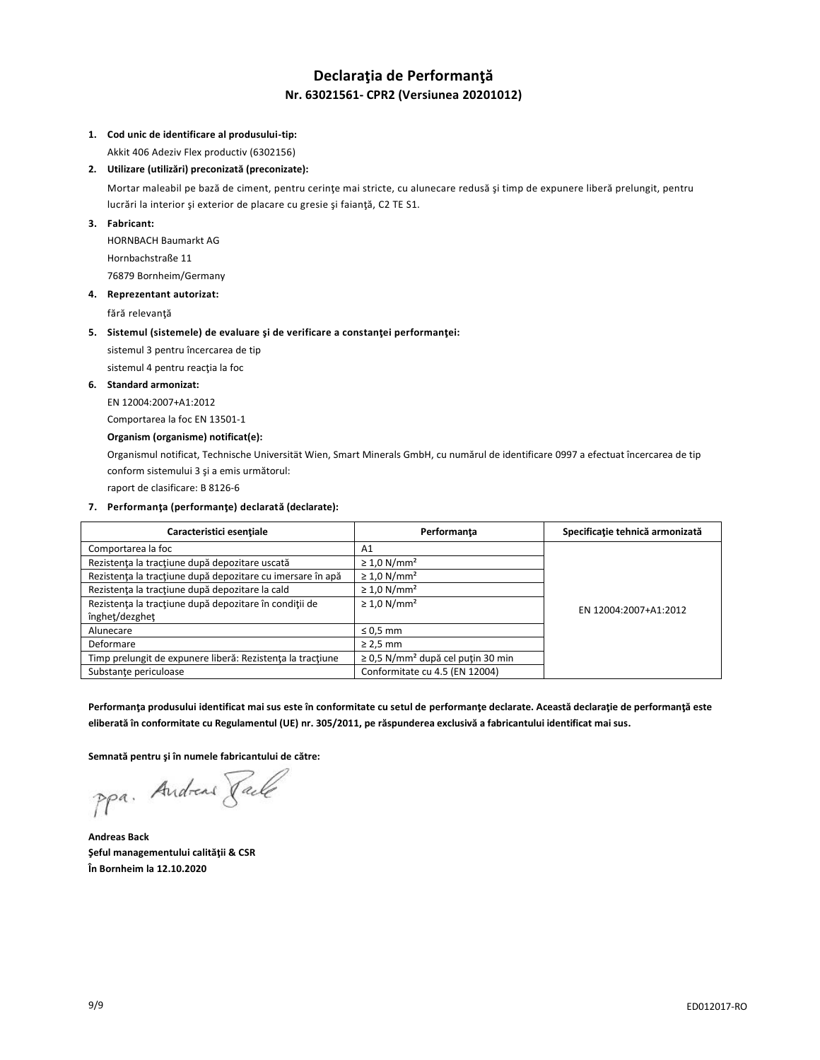# Declaraţia de Performanţă

## Nr. 63021561- CPR2 (Versiunea 20201012)

1. **Cod unic de identificare al produsului-tip:**

   Akkit 406 Adeziv Flex productiv (6302156)

2. **Utilizare (utilizări) preconizată (preconizate):**

   Mortar maleabil pe bază de ciment, pentru cerinţe mai stricte, cu alunecare redusă şi timp de expunere liberă prelungit, pentru lucrări la interior şi exterior de placare cu gresie şi faianţă, C2 TE S1.

3. **Fabricant:**

   HORNBACH Baumarkt AG

   Hornbachstraße 11

   76879 Bornheim/Germany

4. **Reprezentant autorizat:**

   fără relevanţă

5. **Sistemul (sistemele) de evaluare şi de verificare a constanţei performanţei:**

   sistemul 3 pentru încercarea de tip

   sistemul 4 pentru reacţia la foc

6. **Standard armonizat:**

   EN 12004:2007+A1:2012

   Comportarea la foc EN 13501-1

   **Organism (organisme) notificat(e):**

   Organismul notificat, Technische Universität Wien, Smart Minerals GmbH, cu numărul de identificare 0997 a efectuat încercarea de tip conform sistemului 3 şi a emis următorul:

   raport de clasificare: B 8126-6

7. **Performanţa (performanţe) declarată (declarate):**

| Caracteristici esenţiale | Performanţa | Specificaţie tehnică armonizată |
|---|---|---|
| Comportarea la foc | A1 | EN 12004:2007+A1:2012 |
| Rezistenţa la tracţiune după depozitare uscată | ≥ 1,0 N/mm² | |
| Rezistenţa la tracţiune după depozitare cu imersare în apă | ≥ 1,0 N/mm² | |
| Rezistenţa la tracţiune după depozitare la cald | ≥ 1,0 N/mm² | |
| Rezistenţa la tracţiune după depozitare în condiţii de îngheţ/dezgheţ | ≥ 1,0 N/mm² | |
| Alunecare | ≤ 0,5 mm | |
| Deformare | ≥ 2,5 mm | |
| Timp prelungit de expunere liberă: Rezistenţa la tracţiune | ≥ 0,5 N/mm² după cel puţin 30 min | |
| Substanţe periculoase | Conformitate cu 4.5 (EN 12004) | |

**Performanţa produsului identificat mai sus este în conformitate cu setul de performanţe declarate. Această declaraţie de performanţă este eliberată în conformitate cu Regulamentul (UE) nr. 305/2011, pe răspunderea exclusivă a fabricantului identificat mai sus.**

**Semnată pentru şi în numele fabricantului de către:**

ppa. Andreas Back

**Andreas Back**
**Şeful managementului calităţii & CSR**
**În Bornheim la 12.10.2020**

ED012017-RO